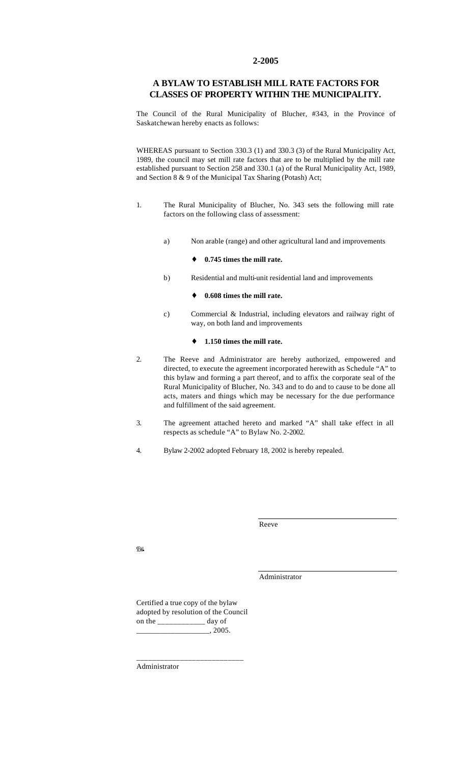# 2-2005

## A BYLAW TO ESTABLISH MILL RATE FACTORS FOR CLASSES OF PROPERTY WITHIN THE MUNICIPALITY.

The Council of the Rural Municipality of Blucher, #343, in the Province of Saskatchewan hereby enacts as follows:

WHEREAS pursuant to Section 330.3 (1) and 330.3 (3) of the Rural Municipality Act, 1989, the council may set mill rate factors that are to be multiplied by the mill rate established pursuant to Section 258 and 330.1 (a) of the Rural Municipality Act, 1989, and Section 8 & 9 of the Municipal Tax Sharing (Potash) Act;

1. The Rural Municipality of Blucher, No. 343 sets the following mill rate factors on the following class of assessment:

   a) Non arable (range) and other agricultural land and improvements

      - **0.745 times the mill rate.**

   b) Residential and multi-unit residential land and improvements

      - **0.608 times the mill rate.**

   c) Commercial & Industrial, including elevators and railway right of way, on both land and improvements

      - **1.150 times the mill rate.**

2. The Reeve and Administrator are hereby authorized, empowered and directed, to execute the agreement incorporated herewith as Schedule "A" to this bylaw and forming a part thereof, and to affix the corporate seal of the Rural Municipality of Blucher, No. 343 and to do and to cause to be done all acts, maters and things which may be necessary for the due performance and fulfillment of the said agreement.

3. The agreement attached hereto and marked "A" shall take effect in all respects as schedule "A" to Bylaw No. 2-2002.

4. Bylaw 2-2002 adopted February 18, 2002 is hereby repealed.

\_\_\_\_\_\_\_\_\_\_\_\_\_\_\_\_\_\_\_\_\_\_\_\_\_\_\_\_
Reeve

SEAL

\_\_\_\_\_\_\_\_\_\_\_\_\_\_\_\_\_\_\_\_\_\_\_\_\_\_\_\_
Administrator

Certified a true copy of the bylaw adopted by resolution of the Council on the \_\_\_\_\_\_\_\_\_\_\_\_ day of \_\_\_\_\_\_\_\_\_\_\_\_\_\_\_\_\_\_\_, 2005.

\_\_\_\_\_\_\_\_\_\_\_\_\_\_\_\_\_\_\_\_\_\_\_\_\_\_\_\_
Administrator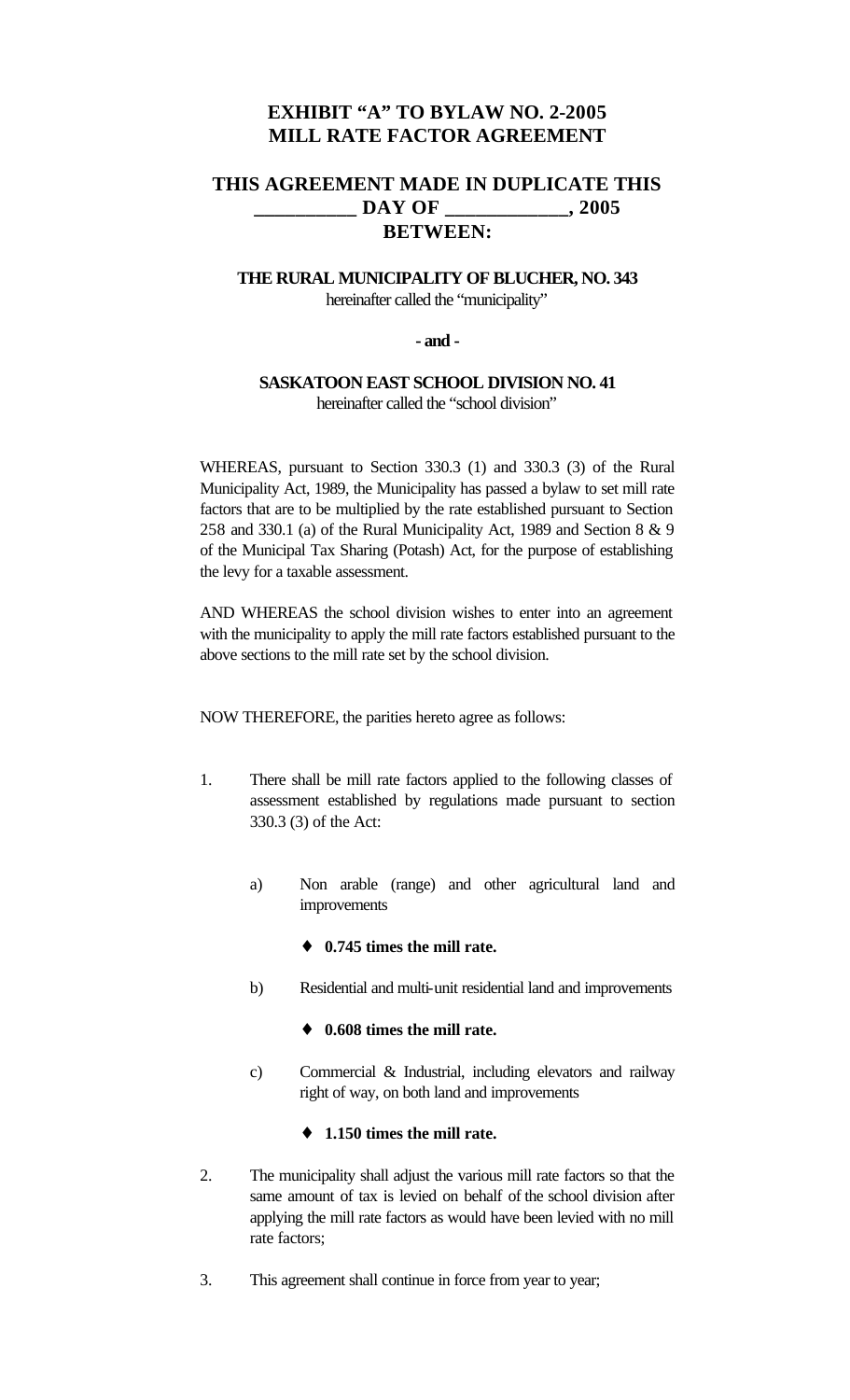# EXHIBIT "A" TO BYLAW NO. 2-2005
# MILL RATE FACTOR AGREEMENT

## THIS AGREEMENT MADE IN DUPLICATE THIS __________ DAY OF ____________, 2005 BETWEEN:

**THE RURAL MUNICIPALITY OF BLUCHER, NO. 343**
hereinafter called the "municipality"

**- and -**

**SASKATOON EAST SCHOOL DIVISION NO. 41**
hereinafter called the "school division"

WHEREAS, pursuant to Section 330.3 (1) and 330.3 (3) of the Rural Municipality Act, 1989, the Municipality has passed a bylaw to set mill rate factors that are to be multiplied by the rate established pursuant to Section 258 and 330.1 (a) of the Rural Municipality Act, 1989 and Section 8 & 9 of the Municipal Tax Sharing (Potash) Act, for the purpose of establishing the levy for a taxable assessment.

AND WHEREAS the school division wishes to enter into an agreement with the municipality to apply the mill rate factors established pursuant to the above sections to the mill rate set by the school division.

NOW THEREFORE, the parities hereto agree as follows:

1. There shall be mill rate factors applied to the following classes of assessment established by regulations made pursuant to section 330.3 (3) of the Act:

   a) Non arable (range) and other agricultural land and improvements

      - **0.745 times the mill rate.**

   b) Residential and multi-unit residential land and improvements

      - **0.608 times the mill rate.**

   c) Commercial & Industrial, including elevators and railway right of way, on both land and improvements

      - **1.150 times the mill rate.**

2. The municipality shall adjust the various mill rate factors so that the same amount of tax is levied on behalf of the school division after applying the mill rate factors as would have been levied with no mill rate factors;

3. This agreement shall continue in force from year to year;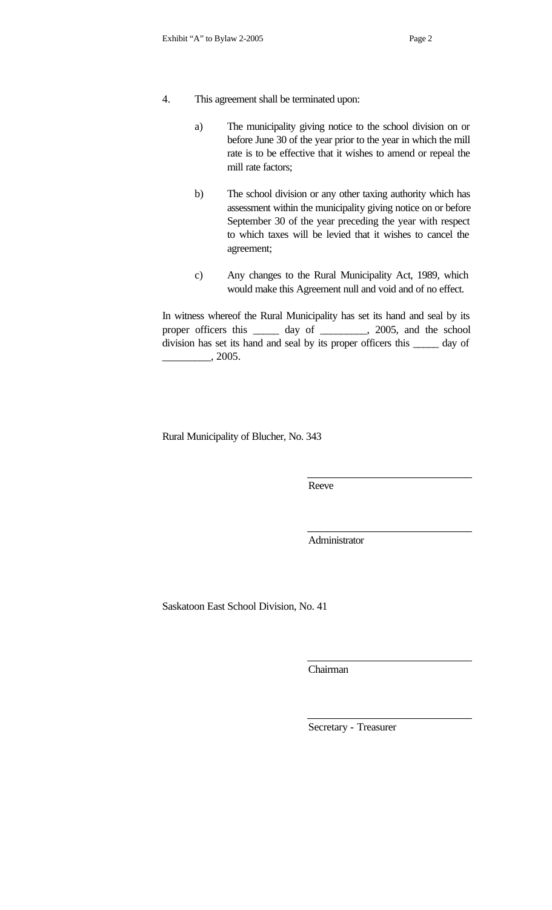4. This agreement shall be terminated upon:

   a) The municipality giving notice to the school division on or before June 30 of the year prior to the year in which the mill rate is to be effective that it wishes to amend or repeal the mill rate factors;

   b) The school division or any other taxing authority which has assessment within the municipality giving notice on or before September 30 of the year preceding the year with respect to which taxes will be levied that it wishes to cancel the agreement;

   c) Any changes to the Rural Municipality Act, 1989, which would make this Agreement null and void and of no effect.

In witness whereof the Rural Municipality has set its hand and seal by its proper officers this _____ day of _________, 2005, and the school division has set its hand and seal by its proper officers this _____ day of _________, 2005.

Rural Municipality of Blucher, No. 343

______________________________
Reeve

______________________________
Administrator

Saskatoon East School Division, No. 41

______________________________
Chairman

______________________________
Secretary - Treasurer